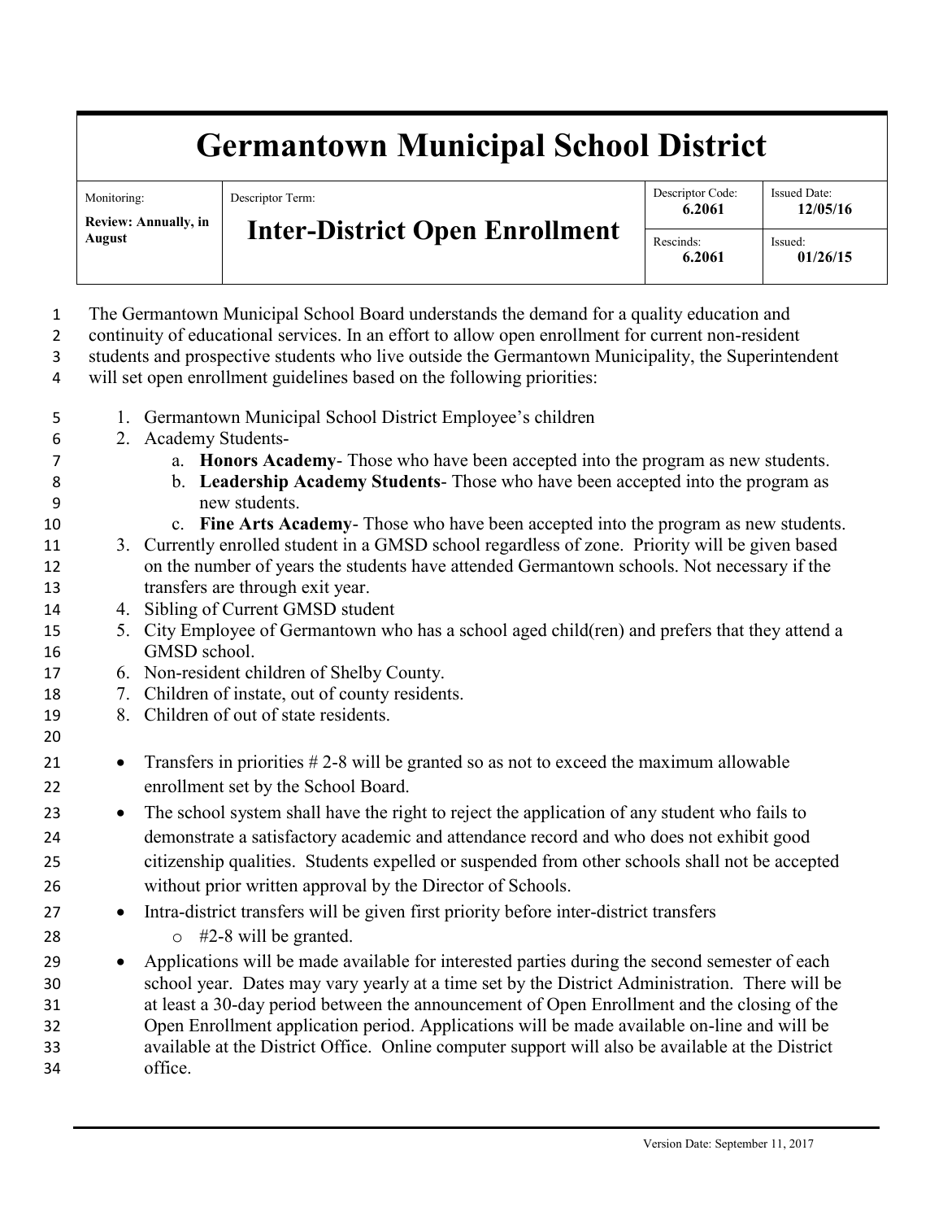# Germantown Municipal School District

| Monitoring: | Descriptor Term: | Descriptor Code: | Issued Date: |
|---|---|---|---|
| **Review: Annually, in August** | **Inter-District Open Enrollment** | **6.2061** | **12/05/16** |
| | | Rescinds: **6.2061** | Issued: **01/26/15** |

The Germantown Municipal School Board understands the demand for a quality education and continuity of educational services. In an effort to allow open enrollment for current non-resident students and prospective students who live outside the Germantown Municipality, the Superintendent will set open enrollment guidelines based on the following priorities:

1. Germantown Municipal School District Employee's children
2. Academy Students-
   a. **Honors Academy**- Those who have been accepted into the program as new students.
   b. **Leadership Academy Students**- Those who have been accepted into the program as new students.
   c. **Fine Arts Academy**- Those who have been accepted into the program as new students.
3. Currently enrolled student in a GMSD school regardless of zone. Priority will be given based on the number of years the students have attended Germantown schools. Not necessary if the transfers are through exit year.
4. Sibling of Current GMSD student
5. City Employee of Germantown who has a school aged child(ren) and prefers that they attend a GMSD school.
6. Non-resident children of Shelby County.
7. Children of instate, out of county residents.
8. Children of out of state residents.

- Transfers in priorities # 2-8 will be granted so as not to exceed the maximum allowable enrollment set by the School Board.
- The school system shall have the right to reject the application of any student who fails to demonstrate a satisfactory academic and attendance record and who does not exhibit good citizenship qualities. Students expelled or suspended from other schools shall not be accepted without prior written approval by the Director of Schools.
- Intra-district transfers will be given first priority before inter-district transfers
  - #2-8 will be granted.
- Applications will be made available for interested parties during the second semester of each school year. Dates may vary yearly at a time set by the District Administration. There will be at least a 30-day period between the announcement of Open Enrollment and the closing of the Open Enrollment application period. Applications will be made available on-line and will be available at the District Office. Online computer support will also be available at the District office.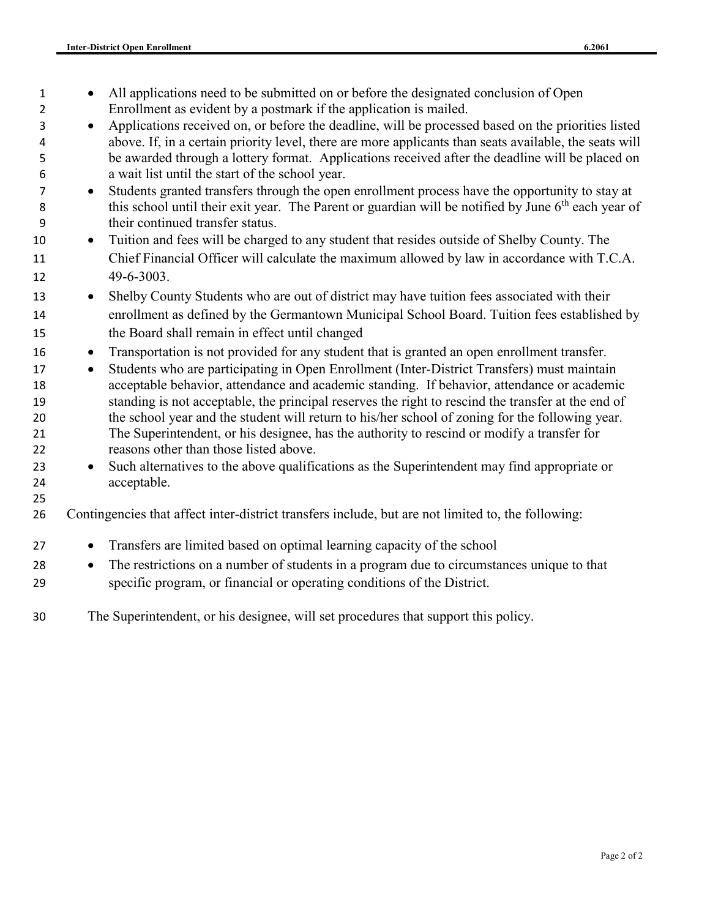- All applications need to be submitted on or before the designated conclusion of Open Enrollment as evident by a postmark if the application is mailed.
- Applications received on, or before the deadline, will be processed based on the priorities listed above. If, in a certain priority level, there are more applicants than seats available, the seats will be awarded through a lottery format. Applications received after the deadline will be placed on a wait list until the start of the school year.
- Students granted transfers through the open enrollment process have the opportunity to stay at this school until their exit year. The Parent or guardian will be notified by June 6th each year of their continued transfer status.
- Tuition and fees will be charged to any student that resides outside of Shelby County. The Chief Financial Officer will calculate the maximum allowed by law in accordance with T.C.A. 49-6-3003.
- Shelby County Students who are out of district may have tuition fees associated with their enrollment as defined by the Germantown Municipal School Board. Tuition fees established by the Board shall remain in effect until changed
- Transportation is not provided for any student that is granted an open enrollment transfer.
- Students who are participating in Open Enrollment (Inter-District Transfers) must maintain acceptable behavior, attendance and academic standing. If behavior, attendance or academic standing is not acceptable, the principal reserves the right to rescind the transfer at the end of the school year and the student will return to his/her school of zoning for the following year. The Superintendent, or his designee, has the authority to rescind or modify a transfer for reasons other than those listed above.
- Such alternatives to the above qualifications as the Superintendent may find appropriate or acceptable.

Contingencies that affect inter-district transfers include, but are not limited to, the following:

- Transfers are limited based on optimal learning capacity of the school
- The restrictions on a number of students in a program due to circumstances unique to that specific program, or financial or operating conditions of the District.

The Superintendent, or his designee, will set procedures that support this policy.